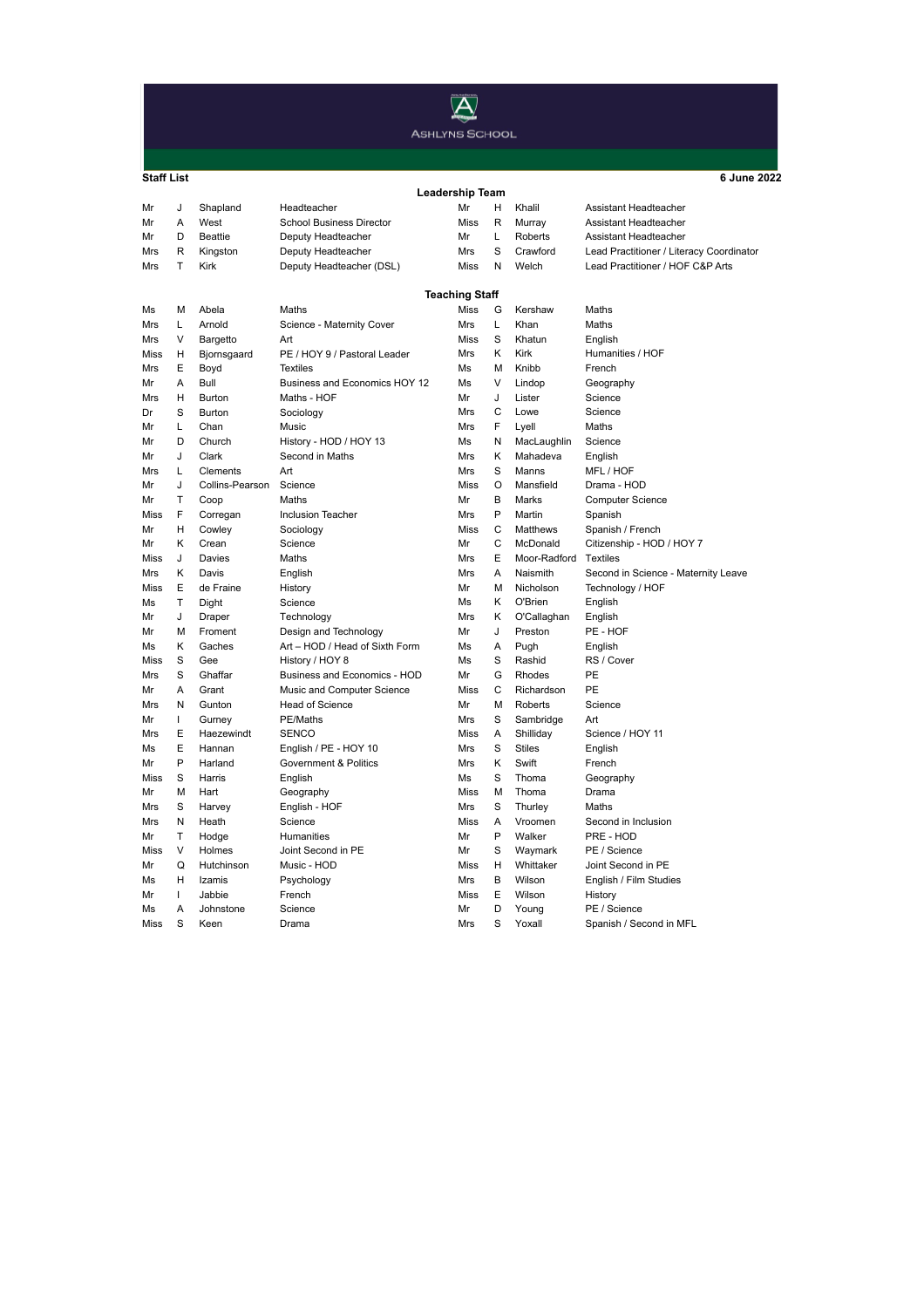# Ashlyns School

**Staff List** **6 June 2022**

## Leadership Team

| | | | | | | | |
|---|---|---|---|---|---|---|---|
| Mr | J | Shapland | Headteacher | Mr | H | Khalil | Assistant Headteacher |
| Mr | A | West | School Business Director | Miss | R | Murray | Assistant Headteacher |
| Mr | D | Beattie | Deputy Headteacher | Mr | L | Roberts | Assistant Headteacher |
| Mrs | R | Kingston | Deputy Headteacher | Mrs | S | Crawford | Lead Practitioner / Literacy Coordinator |
| Mrs | T | Kirk | Deputy Headteacher (DSL) | Miss | N | Welch | Lead Practitioner / HOF C&P Arts |

## Teaching Staff

| | | | | | | | |
|---|---|---|---|---|---|---|---|
| Ms | M | Abela | Maths | Miss | G | Kershaw | Maths |
| Mrs | L | Arnold | Science - Maternity Cover | Mrs | L | Khan | Maths |
| Mrs | V | Bargetto | Art | Miss | S | Khatun | English |
| Miss | H | Bjornsgaard | PE / HOY 9 / Pastoral Leader | Mrs | K | Kirk | Humanities / HOF |
| Mrs | E | Boyd | Textiles | Ms | M | Knibb | French |
| Mr | A | Bull | Business and Economics HOY 12 | Ms | V | Lindop | Geography |
| Mrs | H | Burton | Maths - HOF | Mr | J | Lister | Science |
| Dr | S | Burton | Sociology | Mrs | C | Lowe | Science |
| Mr | L | Chan | Music | Mrs | F | Lyell | Maths |
| Mr | D | Church | History - HOD / HOY 13 | Ms | N | MacLaughlin | Science |
| Mr | J | Clark | Second in Maths | Mrs | K | Mahadeva | English |
| Mrs | L | Clements | Art | Mrs | S | Manns | MFL / HOF |
| Mr | J | Collins-Pearson | Science | Miss | O | Mansfield | Drama - HOD |
| Mr | T | Coop | Maths | Mr | B | Marks | Computer Science |
| Miss | F | Corregan | Inclusion Teacher | Mrs | P | Martin | Spanish |
| Mr | H | Cowley | Sociology | Miss | C | Matthews | Spanish / French |
| Mr | K | Crean | Science | Mr | C | McDonald | Citizenship - HOD / HOY 7 |
| Miss | J | Davies | Maths | Mrs | E | Moor-Radford | Textiles |
| Mrs | K | Davis | English | Mrs | A | Naismith | Second in Science - Maternity Leave |
| Miss | E | de Fraine | History | Mr | M | Nicholson | Technology / HOF |
| Ms | T | Dight | Science | Ms | K | O'Brien | English |
| Mr | J | Draper | Technology | Mrs | K | O'Callaghan | English |
| Mr | M | Froment | Design and Technology | Mr | J | Preston | PE - HOF |
| Ms | K | Gaches | Art – HOD / Head of Sixth Form | Ms | A | Pugh | English |
| Miss | S | Gee | History / HOY 8 | Ms | S | Rashid | RS / Cover |
| Mrs | S | Ghaffar | Business and Economics - HOD | Mr | G | Rhodes | PE |
| Mr | A | Grant | Music and Computer Science | Miss | C | Richardson | PE |
| Mrs | N | Gunton | Head of Science | Mr | M | Roberts | Science |
| Mr | I | Gurney | PE/Maths | Mrs | S | Sambridge | Art |
| Mrs | E | Haezewindt | SENCO | Miss | A | Shilliday | Science / HOY 11 |
| Ms | E | Hannan | English / PE - HOY 10 | Mrs | S | Stiles | English |
| Mr | P | Harland | Government & Politics | Mrs | K | Swift | French |
| Miss | S | Harris | English | Ms | S | Thoma | Geography |
| Mr | M | Hart | Geography | Miss | M | Thoma | Drama |
| Mrs | S | Harvey | English - HOF | Mrs | S | Thurley | Maths |
| Mrs | N | Heath | Science | Miss | A | Vroomen | Second in Inclusion |
| Mr | T | Hodge | Humanities | Mr | P | Walker | PRE - HOD |
| Miss | V | Holmes | Joint Second in PE | Mr | S | Waymark | PE / Science |
| Mr | Q | Hutchinson | Music - HOD | Miss | H | Whittaker | Joint Second in PE |
| Ms | H | Izamis | Psychology | Mrs | B | Wilson | English / Film Studies |
| Mr | I | Jabbie | French | Miss | E | Wilson | History |
| Ms | A | Johnstone | Science | Mr | D | Young | PE / Science |
| Miss | S | Keen | Drama | Mrs | S | Yoxall | Spanish / Second in MFL |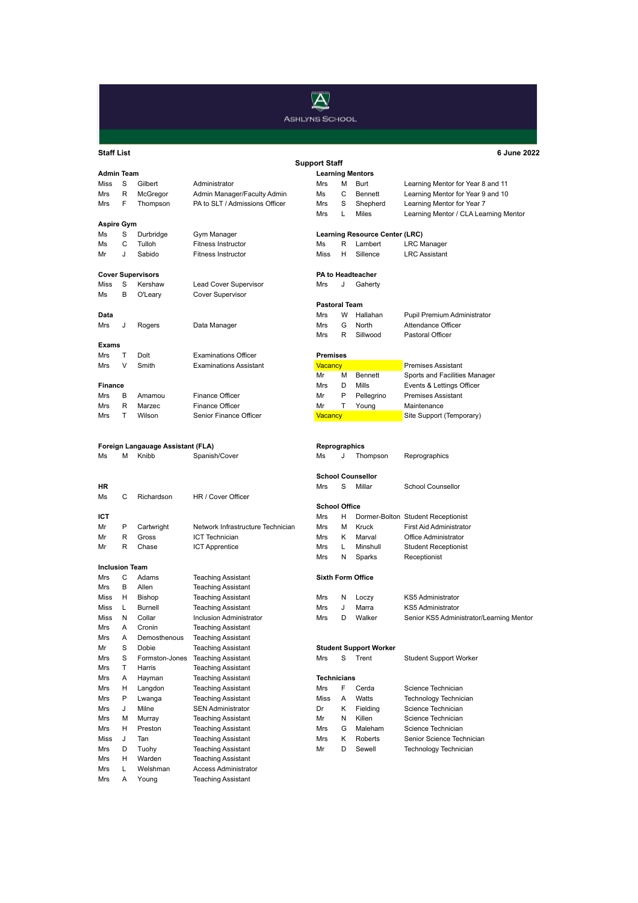ASHLYNS SCHOOL

**Staff List** | **6 June 2022**

## Support Staff

### Admin Team

| | | | |
|---|---|---|---|
| Miss | S | Gilbert | Administrator |
| Mrs | R | McGregor | Admin Manager/Faculty Admin |
| Mrs | F | Thompson | PA to SLT / Admissions Officer |

### Aspire Gym

| | | | |
|---|---|---|---|
| Ms | S | Durbridge | Gym Manager |
| Ms | C | Tulloh | Fitness Instructor |
| Mr | J | Sabido | Fitness Instructor |

### Cover Supervisors

| | | | |
|---|---|---|---|
| Miss | S | Kershaw | Lead Cover Supervisor |
| Ms | B | O'Leary | Cover Supervisor |

### Data

| | | | |
|---|---|---|---|
| Mrs | J | Rogers | Data Manager |

### Exams

| | | | |
|---|---|---|---|
| Mrs | T | Dolt | Examinations Officer |
| Mrs | V | Smith | Examinations Assistant |

### Finance

| | | | |
|---|---|---|---|
| Mrs | B | Amamou | Finance Officer |
| Mrs | R | Marzec | Finance Officer |
| Mrs | T | Wilson | Senior Finance Officer |

### Foreign Langauage Assistant (FLA)

| | | | |
|---|---|---|---|
| Ms | M | Knibb | Spanish/Cover |

### HR

| | | | |
|---|---|---|---|
| Ms | C | Richardson | HR / Cover Officer |

### ICT

| | | | |
|---|---|---|---|
| Mr | P | Cartwright | Network Infrastructure Technician |
| Mr | R | Gross | ICT Technician |
| Mr | R | Chase | ICT Apprentice |

### Inclusion Team

| | | | |
|---|---|---|---|
| Mrs | C | Adams | Teaching Assistant |
| Mrs | B | Allen | Teaching Assistant |
| Miss | H | Bishop | Teaching Assistant |
| Miss | L | Burnell | Teaching Assistant |
| Miss | N | Collar | Inclusion Administrator |
| Mrs | A | Cronin | Teaching Assistant |
| Mrs | A | Demosthenous | Teaching Assistant |
| Mr | S | Dobie | Teaching Assistant |
| Mrs | S | Formston-Jones | Teaching Assistant |
| Mrs | T | Harris | Teaching Assistant |
| Mrs | A | Hayman | Teaching Assistant |
| Mrs | H | Langdon | Teaching Assistant |
| Mrs | P | Lwanga | Teaching Assistant |
| Mrs | J | Milne | SEN Administrator |
| Mrs | M | Murray | Teaching Assistant |
| Mrs | H | Preston | Teaching Assistant |
| Miss | J | Tan | Teaching Assistant |
| Mrs | D | Tuohy | Teaching Assistant |
| Mrs | H | Warden | Teaching Assistant |
| Mrs | L | Welshman | Access Administrator |
| Mrs | A | Young | Teaching Assistant |

### Learning Mentors

| | | | |
|---|---|---|---|
| Mrs | M | Burt | Learning Mentor for Year 8 and 11 |
| Ms | C | Bennett | Learning Mentor for Year 9 and 10 |
| Mrs | S | Shepherd | Learning Mentor for Year 7 |
| Mrs | L | Miles | Learning Mentor / CLA Learning Mentor |

### Learning Resource Center (LRC)

| | | | |
|---|---|---|---|
| Ms | R | Lambert | LRC Manager |
| Miss | H | Sillence | LRC Assistant |

### PA to Headteacher

| | | |
|---|---|---|
| Mrs | J | Gaherty |

### Pastoral Team

| | | | |
|---|---|---|---|
| Mrs | W | Hallahan | Pupil Premium Administrator |
| Mrs | G | North | Attendance Officer |
| Mrs | R | Sillwood | Pastoral Officer |

### Premises

| | | | |
|---|---|---|---|
| Vacancy | | | Premises Assistant |
| Mr | M | Bennett | Sports and Facilities Manager |
| Mrs | D | Mills | Events & Lettings Officer |
| Mr | P | Pellegrino | Premises Assistant |
| Mr | T | Young | Maintenance |
| Vacancy | | | Site Support (Temporary) |

### Reprographics

| | | | |
|---|---|---|---|
| Ms | J | Thompson | Reprographics |

### School Counsellor

| | | | |
|---|---|---|---|
| Mrs | S | Millar | School Counsellor |

### School Office

| | | | |
|---|---|---|---|
| Mrs | H | Dormer-Bolton | Student Receptionist |
| Mrs | M | Kruck | First Aid Administrator |
| Mrs | K | Marval | Office Administrator |
| Mrs | L | Minshull | Student Receptionist |
| Mrs | N | Sparks | Receptionist |

### Sixth Form Office

| | | | |
|---|---|---|---|
| Mrs | N | Loczy | KS5 Administrator |
| Mrs | J | Marra | KS5 Administrator |
| Mrs | D | Walker | Senior KS5 Administrator/Learning Mentor |

### Student Support Worker

| | | | |
|---|---|---|---|
| Mrs | S | Trent | Student Support Worker |

### Technicians

| | | | |
|---|---|---|---|
| Mrs | F | Cerda | Science Technician |
| Miss | A | Watts | Technology Technician |
| Dr | K | Fielding | Science Technician |
| Mr | N | Killen | Science Technician |
| Mrs | G | Maleham | Science Technician |
| Mrs | K | Roberts | Senior Science Technician |
| Mr | D | Sewell | Technology Technician |